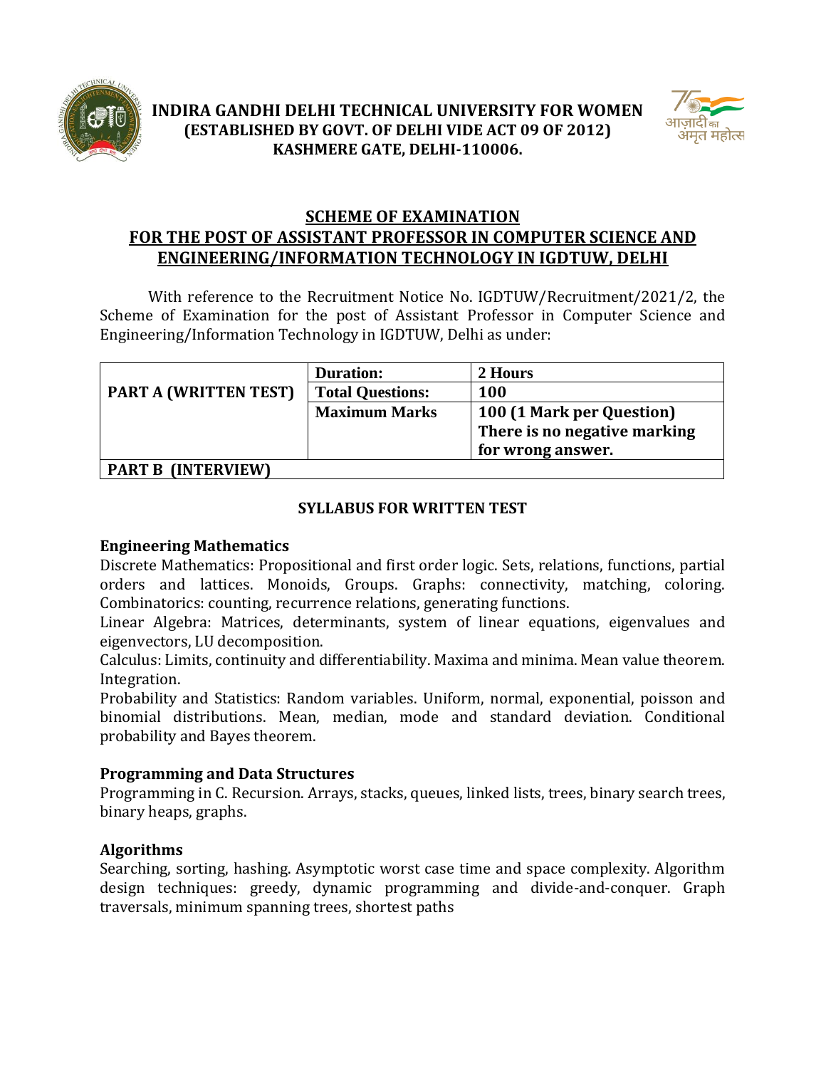# INDIRA GANDHI DELHI TECHNICAL UNIVERSITY FOR WOMEN
**(ESTABLISHED BY GOVT. OF DELHI VIDE ACT 09 OF 2012)**
**KASHMERE GATE, DELHI-110006.**

## SCHEME OF EXAMINATION
## FOR THE POST OF ASSISTANT PROFESSOR IN COMPUTER SCIENCE AND ENGINEERING/INFORMATION TECHNOLOGY IN IGDTUW, DELHI

With reference to the Recruitment Notice No. IGDTUW/Recruitment/2021/2, the Scheme of Examination for the post of Assistant Professor in Computer Science and Engineering/Information Technology in IGDTUW, Delhi as under:

| | | |
|---|---|---|
| **PART A (WRITTEN TEST)** | **Duration:** | **2 Hours** |
| | **Total Questions:** | **100** |
| | **Maximum Marks** | **100 (1 Mark per Question) There is no negative marking for wrong answer.** |
| **PART B (INTERVIEW)** | | |

### SYLLABUS FOR WRITTEN TEST

### Engineering Mathematics

Discrete Mathematics: Propositional and first order logic. Sets, relations, functions, partial orders and lattices. Monoids, Groups. Graphs: connectivity, matching, coloring. Combinatorics: counting, recurrence relations, generating functions.

Linear Algebra: Matrices, determinants, system of linear equations, eigenvalues and eigenvectors, LU decomposition.

Calculus: Limits, continuity and differentiability. Maxima and minima. Mean value theorem. Integration.

Probability and Statistics: Random variables. Uniform, normal, exponential, poisson and binomial distributions. Mean, median, mode and standard deviation. Conditional probability and Bayes theorem.

### Programming and Data Structures

Programming in C. Recursion. Arrays, stacks, queues, linked lists, trees, binary search trees, binary heaps, graphs.

### Algorithms

Searching, sorting, hashing. Asymptotic worst case time and space complexity. Algorithm design techniques: greedy, dynamic programming and divide-and-conquer. Graph traversals, minimum spanning trees, shortest paths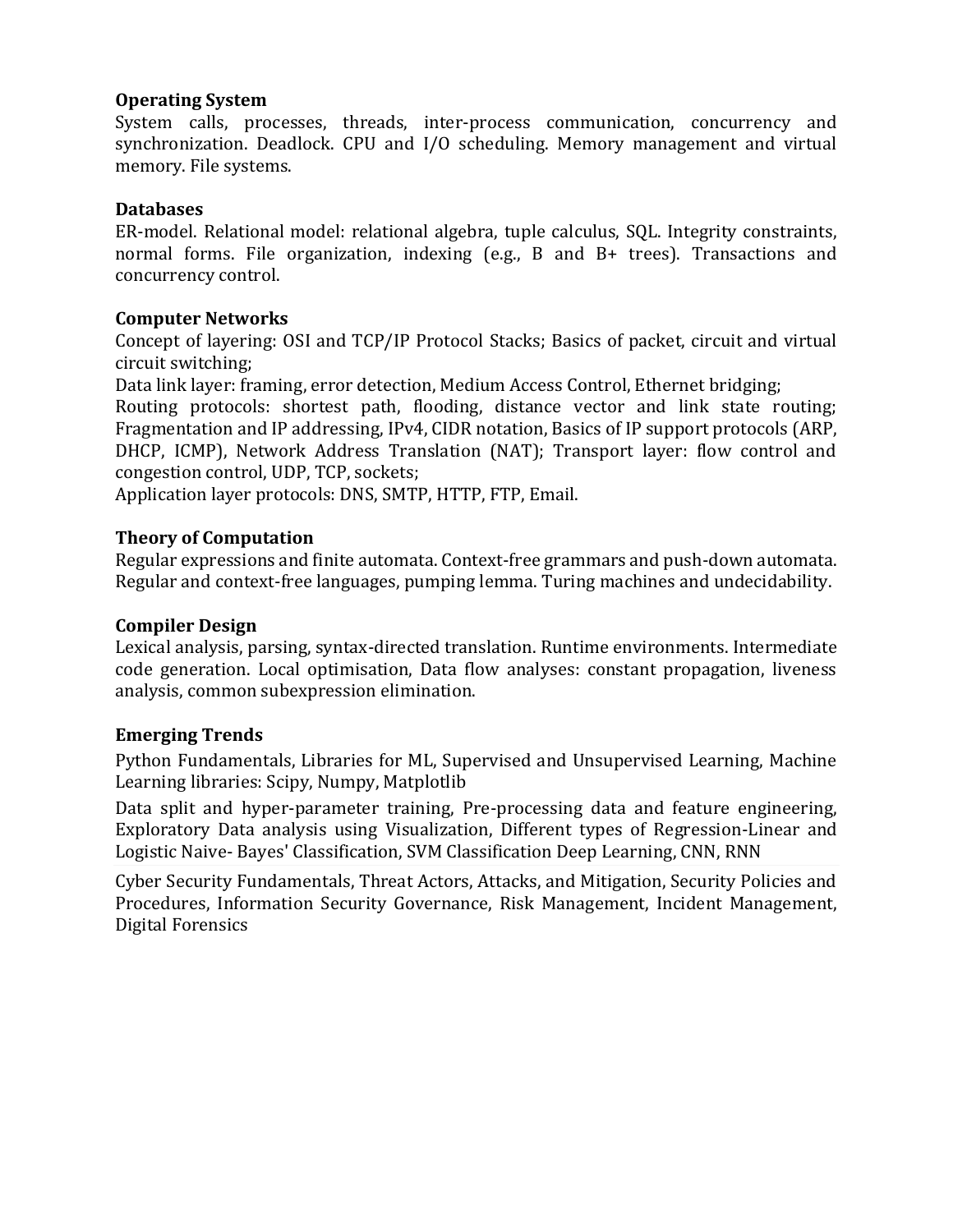**Operating System**

System calls, processes, threads, inter-process communication, concurrency and synchronization. Deadlock. CPU and I/O scheduling. Memory management and virtual memory. File systems.

**Databases**

ER-model. Relational model: relational algebra, tuple calculus, SQL. Integrity constraints, normal forms. File organization, indexing (e.g., B and B+ trees). Transactions and concurrency control.

**Computer Networks**

Concept of layering: OSI and TCP/IP Protocol Stacks; Basics of packet, circuit and virtual circuit switching;

Data link layer: framing, error detection, Medium Access Control, Ethernet bridging;

Routing protocols: shortest path, flooding, distance vector and link state routing; Fragmentation and IP addressing, IPv4, CIDR notation, Basics of IP support protocols (ARP, DHCP, ICMP), Network Address Translation (NAT); Transport layer: flow control and congestion control, UDP, TCP, sockets;

Application layer protocols: DNS, SMTP, HTTP, FTP, Email.

**Theory of Computation**

Regular expressions and finite automata. Context-free grammars and push-down automata. Regular and context-free languages, pumping lemma. Turing machines and undecidability.

**Compiler Design**

Lexical analysis, parsing, syntax-directed translation. Runtime environments. Intermediate code generation. Local optimisation, Data flow analyses: constant propagation, liveness analysis, common subexpression elimination.

**Emerging Trends**

Python Fundamentals, Libraries for ML, Supervised and Unsupervised Learning, Machine Learning libraries: Scipy, Numpy, Matplotlib

Data split and hyper-parameter training, Pre-processing data and feature engineering, Exploratory Data analysis using Visualization, Different types of Regression-Linear and Logistic Naive- Bayes' Classification, SVM Classification Deep Learning, CNN, RNN

Cyber Security Fundamentals, Threat Actors, Attacks, and Mitigation, Security Policies and Procedures, Information Security Governance, Risk Management, Incident Management, Digital Forensics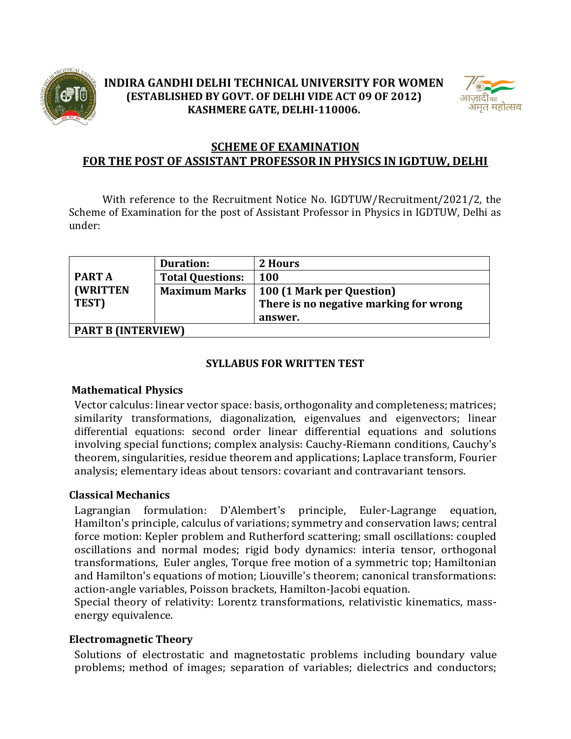# INDIRA GANDHI DELHI TECHNICAL UNIVERSITY FOR WOMEN
**(ESTABLISHED BY GOVT. OF DELHI VIDE ACT 09 OF 2012)**
**KASHMERE GATE, DELHI-110006.**

## SCHEME OF EXAMINATION FOR THE POST OF ASSISTANT PROFESSOR IN PHYSICS IN IGDTUW, DELHI

With reference to the Recruitment Notice No. IGDTUW/Recruitment/2021/2, the Scheme of Examination for the post of Assistant Professor in Physics in IGDTUW, Delhi as under:

| | | |
|---|---|---|
| **PART A (WRITTEN TEST)** | **Duration:** | **2 Hours** |
| | **Total Questions:** | **100** |
| | **Maximum Marks** | **100 (1 Mark per Question)** **There is no negative marking for wrong answer.** |
| **PART B (INTERVIEW)** | | |

### SYLLABUS FOR WRITTEN TEST

**Mathematical Physics**

Vector calculus: linear vector space: basis, orthogonality and completeness; matrices; similarity transformations, diagonalization, eigenvalues and eigenvectors; linear differential equations: second order linear differential equations and solutions involving special functions; complex analysis: Cauchy-Riemann conditions, Cauchy's theorem, singularities, residue theorem and applications; Laplace transform, Fourier analysis; elementary ideas about tensors: covariant and contravariant tensors.

**Classical Mechanics**

Lagrangian formulation: D'Alembert's principle, Euler-Lagrange equation, Hamilton's principle, calculus of variations; symmetry and conservation laws; central force motion: Kepler problem and Rutherford scattering; small oscillations: coupled oscillations and normal modes; rigid body dynamics: interia tensor, orthogonal transformations, Euler angles, Torque free motion of a symmetric top; Hamiltonian and Hamilton's equations of motion; Liouville's theorem; canonical transformations: action-angle variables, Poisson brackets, Hamilton-Jacobi equation.

Special theory of relativity: Lorentz transformations, relativistic kinematics, mass-energy equivalence.

**Electromagnetic Theory**

Solutions of electrostatic and magnetostatic problems including boundary value problems; method of images; separation of variables; dielectrics and conductors;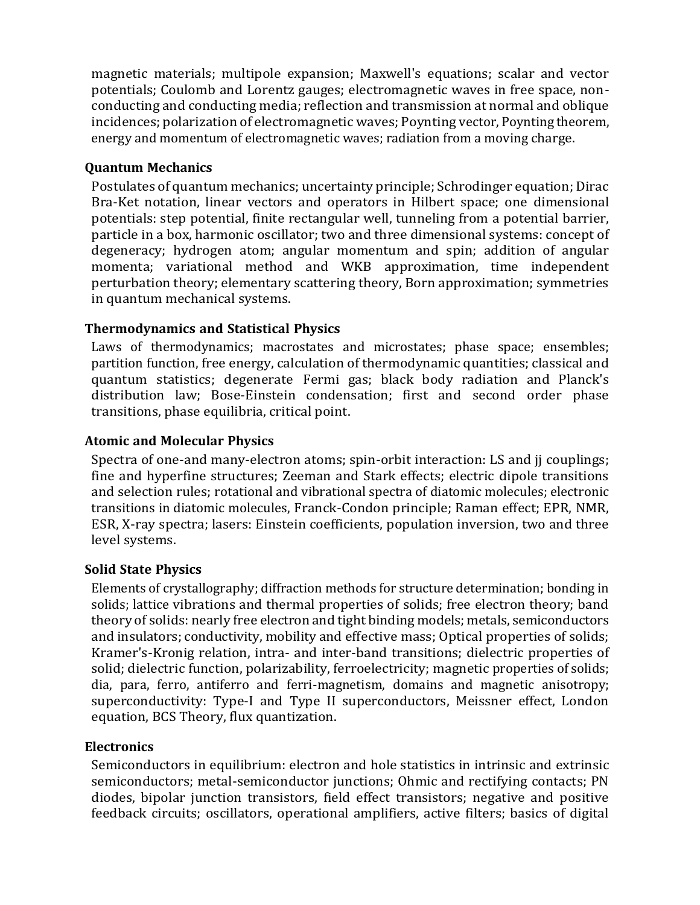magnetic materials; multipole expansion; Maxwell's equations; scalar and vector potentials; Coulomb and Lorentz gauges; electromagnetic waves in free space, non-conducting and conducting media; reflection and transmission at normal and oblique incidences; polarization of electromagnetic waves; Poynting vector, Poynting theorem, energy and momentum of electromagnetic waves; radiation from a moving charge.

**Quantum Mechanics**

Postulates of quantum mechanics; uncertainty principle; Schrodinger equation; Dirac Bra-Ket notation, linear vectors and operators in Hilbert space; one dimensional potentials: step potential, finite rectangular well, tunneling from a potential barrier, particle in a box, harmonic oscillator; two and three dimensional systems: concept of degeneracy; hydrogen atom; angular momentum and spin; addition of angular momenta; variational method and WKB approximation, time independent perturbation theory; elementary scattering theory, Born approximation; symmetries in quantum mechanical systems.

**Thermodynamics and Statistical Physics**

Laws of thermodynamics; macrostates and microstates; phase space; ensembles; partition function, free energy, calculation of thermodynamic quantities; classical and quantum statistics; degenerate Fermi gas; black body radiation and Planck's distribution law; Bose-Einstein condensation; first and second order phase transitions, phase equilibria, critical point.

**Atomic and Molecular Physics**

Spectra of one-and many-electron atoms; spin-orbit interaction: LS and jj couplings; fine and hyperfine structures; Zeeman and Stark effects; electric dipole transitions and selection rules; rotational and vibrational spectra of diatomic molecules; electronic transitions in diatomic molecules, Franck-Condon principle; Raman effect; EPR, NMR, ESR, X-ray spectra; lasers: Einstein coefficients, population inversion, two and three level systems.

**Solid State Physics**

Elements of crystallography; diffraction methods for structure determination; bonding in solids; lattice vibrations and thermal properties of solids; free electron theory; band theory of solids: nearly free electron and tight binding models; metals, semiconductors and insulators; conductivity, mobility and effective mass; Optical properties of solids; Kramer's-Kronig relation, intra- and inter-band transitions; dielectric properties of solid; dielectric function, polarizability, ferroelectricity; magnetic properties of solids; dia, para, ferro, antiferro and ferri-magnetism, domains and magnetic anisotropy; superconductivity: Type-I and Type II superconductors, Meissner effect, London equation, BCS Theory, flux quantization.

**Electronics**

Semiconductors in equilibrium: electron and hole statistics in intrinsic and extrinsic semiconductors; metal-semiconductor junctions; Ohmic and rectifying contacts; PN diodes, bipolar junction transistors, field effect transistors; negative and positive feedback circuits; oscillators, operational amplifiers, active filters; basics of digital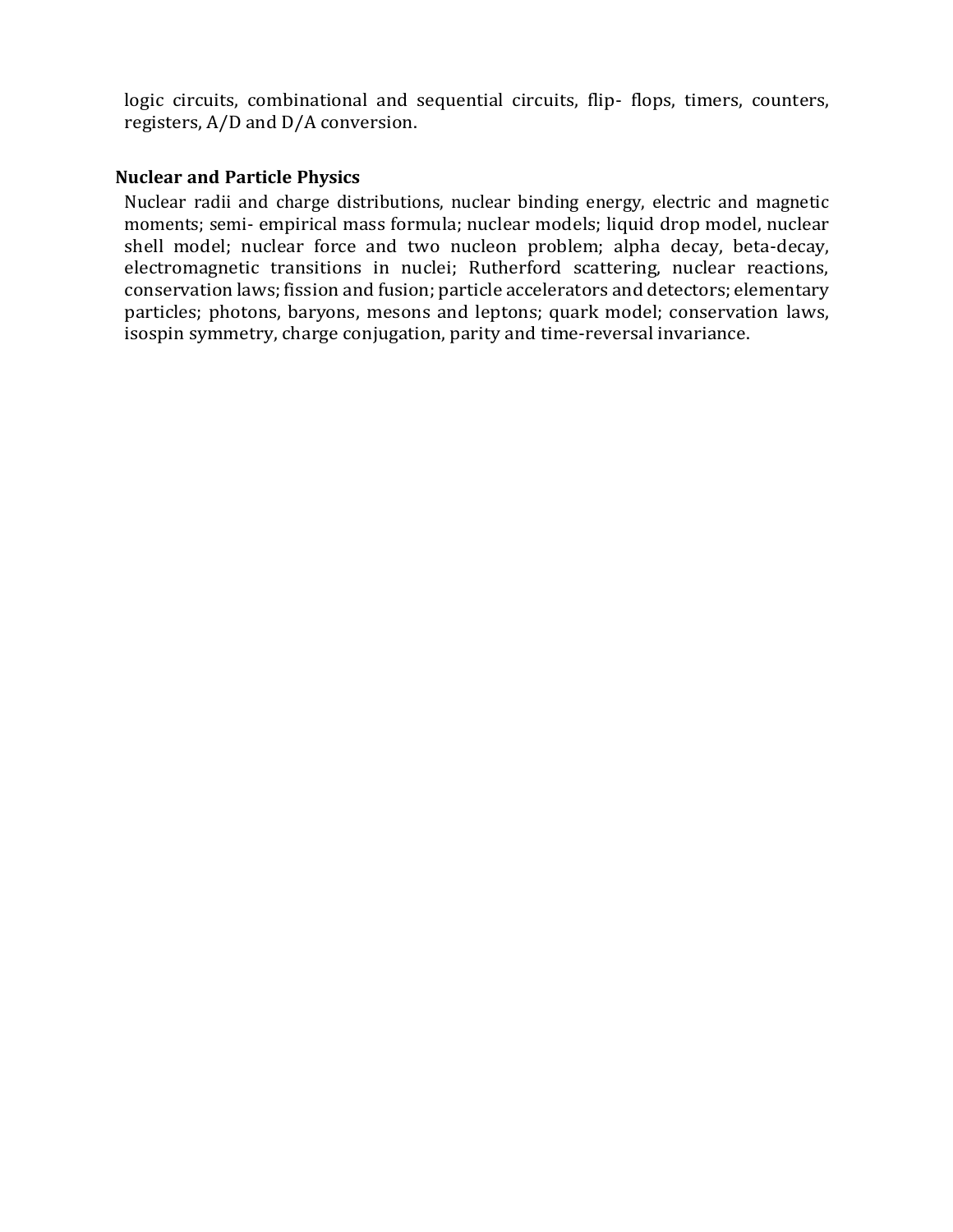logic circuits, combinational and sequential circuits, flip- flops, timers, counters, registers, A/D and D/A conversion.

**Nuclear and Particle Physics**

Nuclear radii and charge distributions, nuclear binding energy, electric and magnetic moments; semi- empirical mass formula; nuclear models; liquid drop model, nuclear shell model; nuclear force and two nucleon problem; alpha decay, beta-decay, electromagnetic transitions in nuclei; Rutherford scattering, nuclear reactions, conservation laws; fission and fusion; particle accelerators and detectors; elementary particles; photons, baryons, mesons and leptons; quark model; conservation laws, isospin symmetry, charge conjugation, parity and time-reversal invariance.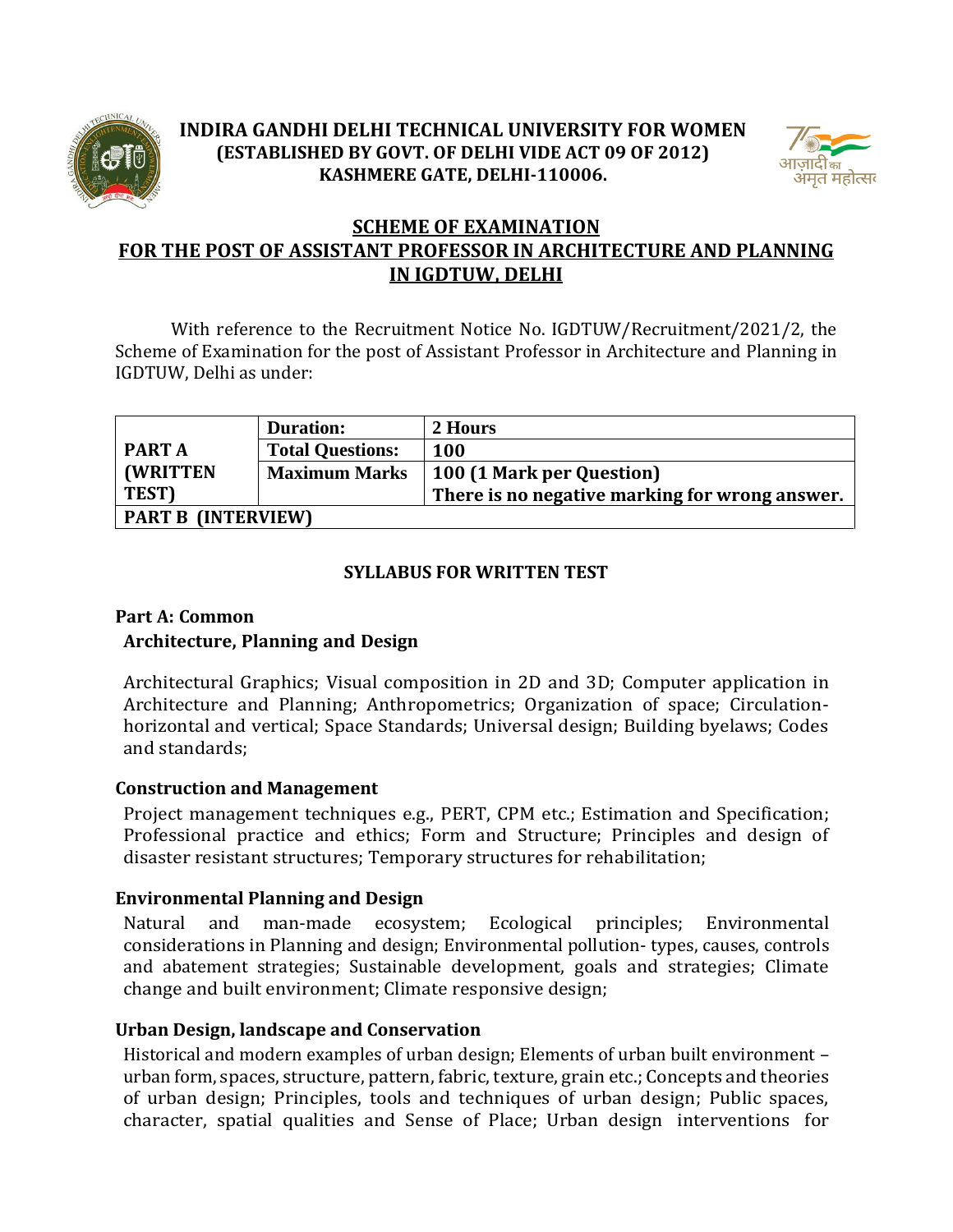# INDIRA GANDHI DELHI TECHNICAL UNIVERSITY FOR WOMEN
**(ESTABLISHED BY GOVT. OF DELHI VIDE ACT 09 OF 2012)**
**KASHMERE GATE, DELHI-110006.**

## SCHEME OF EXAMINATION
## FOR THE POST OF ASSISTANT PROFESSOR IN ARCHITECTURE AND PLANNING IN IGDTUW, DELHI

With reference to the Recruitment Notice No. IGDTUW/Recruitment/2021/2, the Scheme of Examination for the post of Assistant Professor in Architecture and Planning in IGDTUW, Delhi as under:

| | | |
|---|---|---|
| **PART A (WRITTEN TEST)** | **Duration:** | **2 Hours** |
| | **Total Questions:** | **100** |
| | **Maximum Marks** | **100 (1 Mark per Question)** **There is no negative marking for wrong answer.** |
| **PART B (INTERVIEW)** | | |

### SYLLABUS FOR WRITTEN TEST

**Part A: Common**

**Architecture, Planning and Design**

Architectural Graphics; Visual composition in 2D and 3D; Computer application in Architecture and Planning; Anthropometrics; Organization of space; Circulation-horizontal and vertical; Space Standards; Universal design; Building byelaws; Codes and standards;

**Construction and Management**

Project management techniques e.g., PERT, CPM etc.; Estimation and Specification; Professional practice and ethics; Form and Structure; Principles and design of disaster resistant structures; Temporary structures for rehabilitation;

**Environmental Planning and Design**

Natural and man-made ecosystem; Ecological principles; Environmental considerations in Planning and design; Environmental pollution- types, causes, controls and abatement strategies; Sustainable development, goals and strategies; Climate change and built environment; Climate responsive design;

**Urban Design, landscape and Conservation**

Historical and modern examples of urban design; Elements of urban built environment – urban form, spaces, structure, pattern, fabric, texture, grain etc.; Concepts and theories of urban design; Principles, tools and techniques of urban design; Public spaces, character, spatial qualities and Sense of Place; Urban design interventions for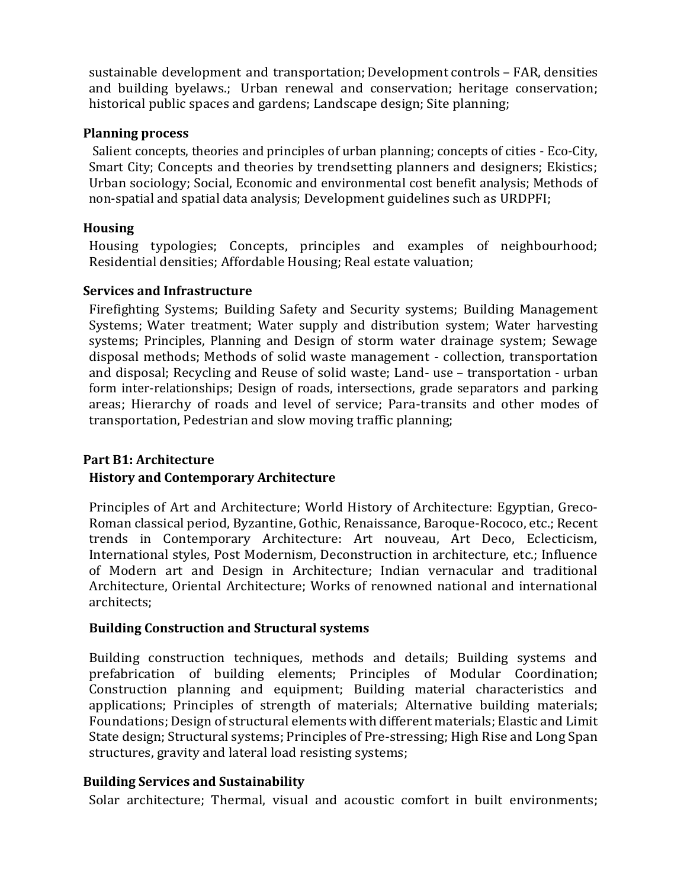sustainable development and transportation; Development controls – FAR, densities and building byelaws.; Urban renewal and conservation; heritage conservation; historical public spaces and gardens; Landscape design; Site planning;

**Planning process**

Salient concepts, theories and principles of urban planning; concepts of cities - Eco-City, Smart City; Concepts and theories by trendsetting planners and designers; Ekistics; Urban sociology; Social, Economic and environmental cost benefit analysis; Methods of non-spatial and spatial data analysis; Development guidelines such as URDPFI;

**Housing**

Housing typologies; Concepts, principles and examples of neighbourhood; Residential densities; Affordable Housing; Real estate valuation;

**Services and Infrastructure**

Firefighting Systems; Building Safety and Security systems; Building Management Systems; Water treatment; Water supply and distribution system; Water harvesting systems; Principles, Planning and Design of storm water drainage system; Sewage disposal methods; Methods of solid waste management - collection, transportation and disposal; Recycling and Reuse of solid waste; Land- use – transportation - urban form inter-relationships; Design of roads, intersections, grade separators and parking areas; Hierarchy of roads and level of service; Para-transits and other modes of transportation, Pedestrian and slow moving traffic planning;

## Part B1: Architecture

### History and Contemporary Architecture

Principles of Art and Architecture; World History of Architecture: Egyptian, Greco-Roman classical period, Byzantine, Gothic, Renaissance, Baroque-Rococo, etc.; Recent trends in Contemporary Architecture: Art nouveau, Art Deco, Eclecticism, International styles, Post Modernism, Deconstruction in architecture, etc.; Influence of Modern art and Design in Architecture; Indian vernacular and traditional Architecture, Oriental Architecture; Works of renowned national and international architects;

### Building Construction and Structural systems

Building construction techniques, methods and details; Building systems and prefabrication of building elements; Principles of Modular Coordination; Construction planning and equipment; Building material characteristics and applications; Principles of strength of materials; Alternative building materials; Foundations; Design of structural elements with different materials; Elastic and Limit State design; Structural systems; Principles of Pre-stressing; High Rise and Long Span structures, gravity and lateral load resisting systems;

### Building Services and Sustainability

Solar architecture; Thermal, visual and acoustic comfort in built environments;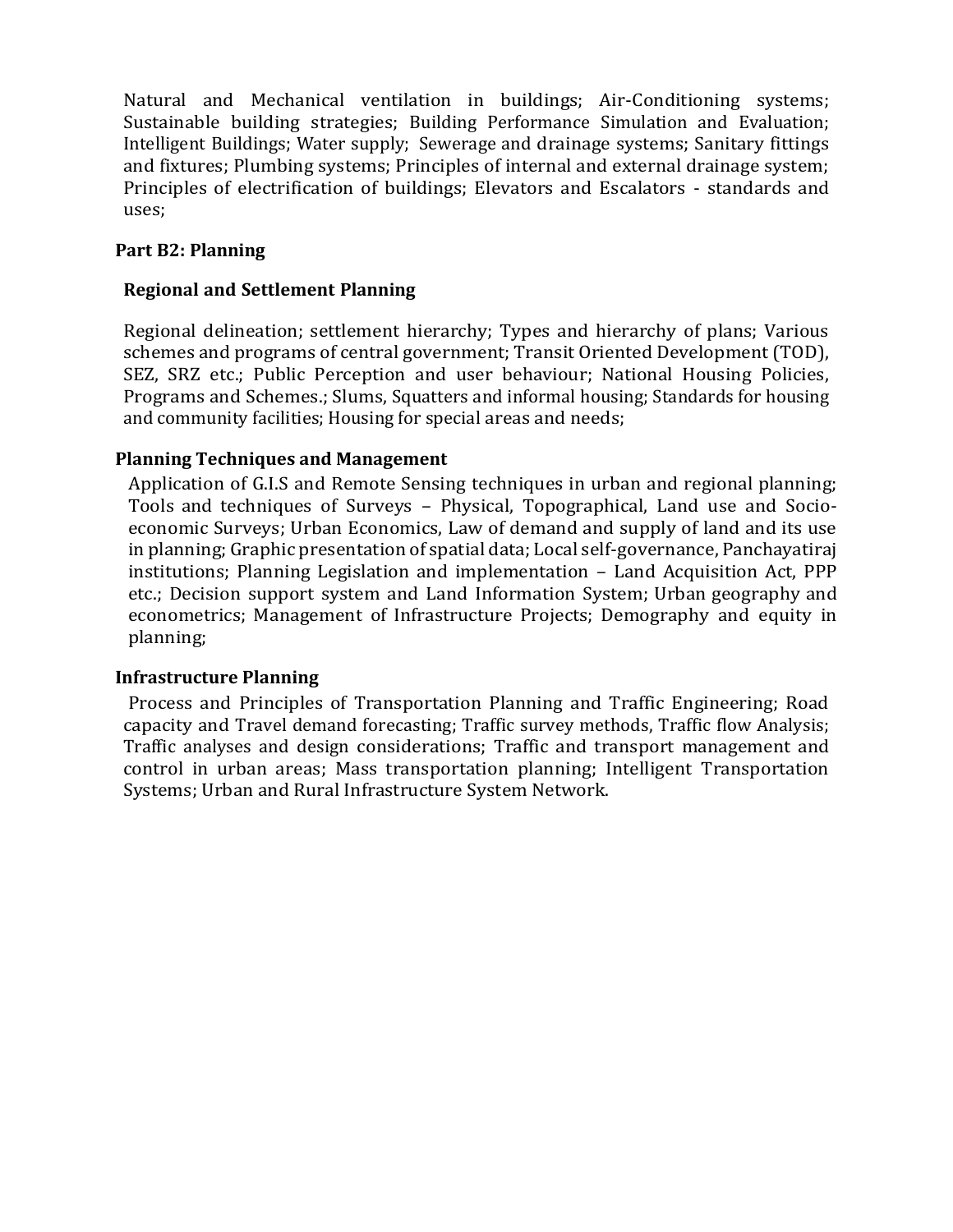Natural and Mechanical ventilation in buildings; Air-Conditioning systems; Sustainable building strategies; Building Performance Simulation and Evaluation; Intelligent Buildings; Water supply; Sewerage and drainage systems; Sanitary fittings and fixtures; Plumbing systems; Principles of internal and external drainage system; Principles of electrification of buildings; Elevators and Escalators - standards and uses;

## Part B2: Planning

### Regional and Settlement Planning

Regional delineation; settlement hierarchy; Types and hierarchy of plans; Various schemes and programs of central government; Transit Oriented Development (TOD), SEZ, SRZ etc.; Public Perception and user behaviour; National Housing Policies, Programs and Schemes.; Slums, Squatters and informal housing; Standards for housing and community facilities; Housing for special areas and needs;

### Planning Techniques and Management

Application of G.I.S and Remote Sensing techniques in urban and regional planning; Tools and techniques of Surveys – Physical, Topographical, Land use and Socio-economic Surveys; Urban Economics, Law of demand and supply of land and its use in planning; Graphic presentation of spatial data; Local self-governance, Panchayatiraj institutions; Planning Legislation and implementation – Land Acquisition Act, PPP etc.; Decision support system and Land Information System; Urban geography and econometrics; Management of Infrastructure Projects; Demography and equity in planning;

### Infrastructure Planning

Process and Principles of Transportation Planning and Traffic Engineering; Road capacity and Travel demand forecasting; Traffic survey methods, Traffic flow Analysis; Traffic analyses and design considerations; Traffic and transport management and control in urban areas; Mass transportation planning; Intelligent Transportation Systems; Urban and Rural Infrastructure System Network.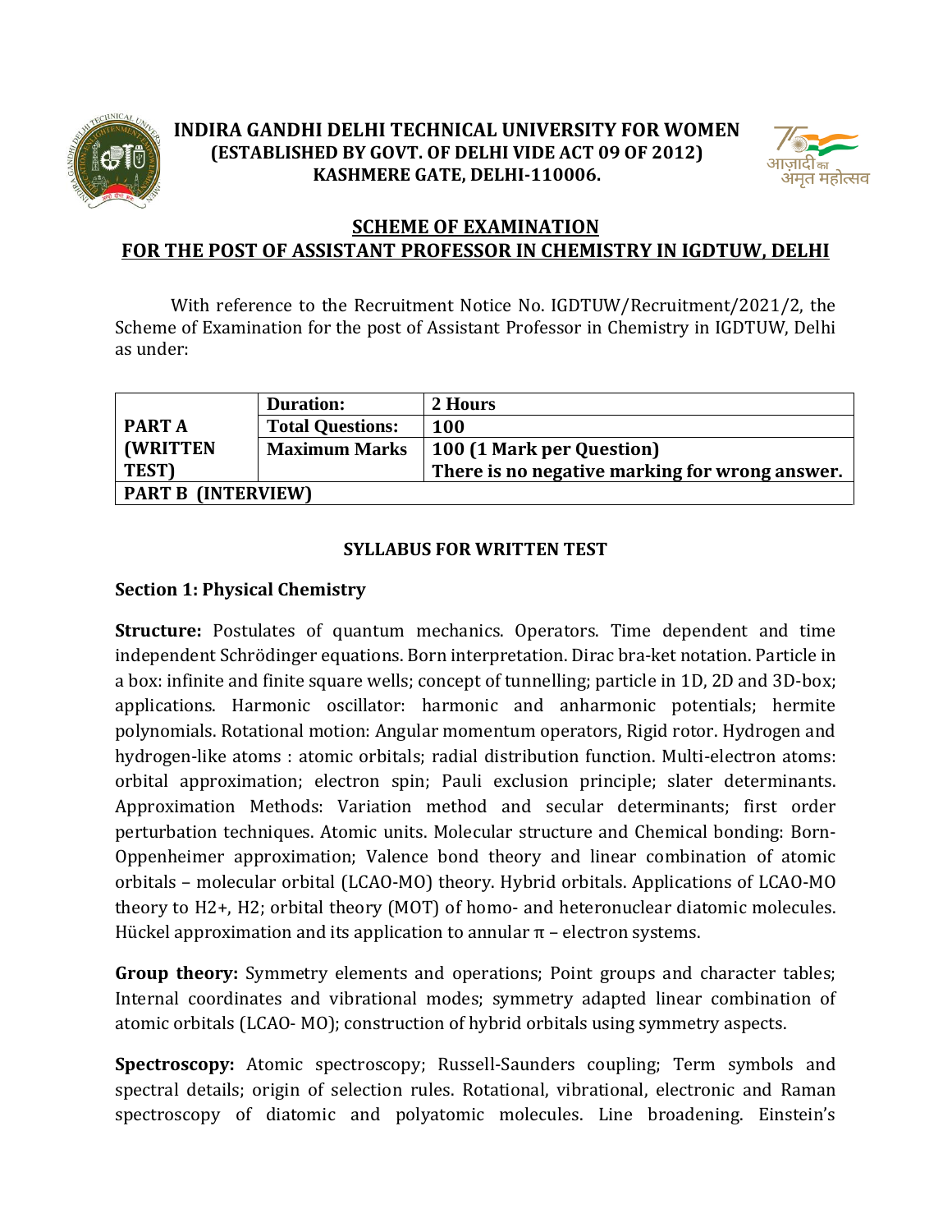# INDIRA GANDHI DELHI TECHNICAL UNIVERSITY FOR WOMEN
**(ESTABLISHED BY GOVT. OF DELHI VIDE ACT 09 OF 2012)**
**KASHMERE GATE, DELHI-110006.**

## SCHEME OF EXAMINATION
## FOR THE POST OF ASSISTANT PROFESSOR IN CHEMISTRY IN IGDTUW, DELHI

With reference to the Recruitment Notice No. IGDTUW/Recruitment/2021/2, the Scheme of Examination for the post of Assistant Professor in Chemistry in IGDTUW, Delhi as under:

| | | |
|---|---|---|
| **PART A (WRITTEN TEST)** | **Duration:** | **2 Hours** |
| | **Total Questions:** | **100** |
| | **Maximum Marks** | **100 (1 Mark per Question)** **There is no negative marking for wrong answer.** |
| **PART B (INTERVIEW)** | | |

### SYLLABUS FOR WRITTEN TEST

### Section 1: Physical Chemistry

**Structure:** Postulates of quantum mechanics. Operators. Time dependent and time independent Schrödinger equations. Born interpretation. Dirac bra-ket notation. Particle in a box: infinite and finite square wells; concept of tunnelling; particle in 1D, 2D and 3D-box; applications. Harmonic oscillator: harmonic and anharmonic potentials; hermite polynomials. Rotational motion: Angular momentum operators, Rigid rotor. Hydrogen and hydrogen-like atoms : atomic orbitals; radial distribution function. Multi-electron atoms: orbital approximation; electron spin; Pauli exclusion principle; slater determinants. Approximation Methods: Variation method and secular determinants; first order perturbation techniques. Atomic units. Molecular structure and Chemical bonding: Born-Oppenheimer approximation; Valence bond theory and linear combination of atomic orbitals – molecular orbital (LCAO-MO) theory. Hybrid orbitals. Applications of LCAO-MO theory to $H_2^+$, $H_2$; orbital theory (MOT) of homo- and heteronuclear diatomic molecules. Hückel approximation and its application to annular π – electron systems.

**Group theory:** Symmetry elements and operations; Point groups and character tables; Internal coordinates and vibrational modes; symmetry adapted linear combination of atomic orbitals (LCAO- MO); construction of hybrid orbitals using symmetry aspects.

**Spectroscopy:** Atomic spectroscopy; Russell-Saunders coupling; Term symbols and spectral details; origin of selection rules. Rotational, vibrational, electronic and Raman spectroscopy of diatomic and polyatomic molecules. Line broadening. Einstein's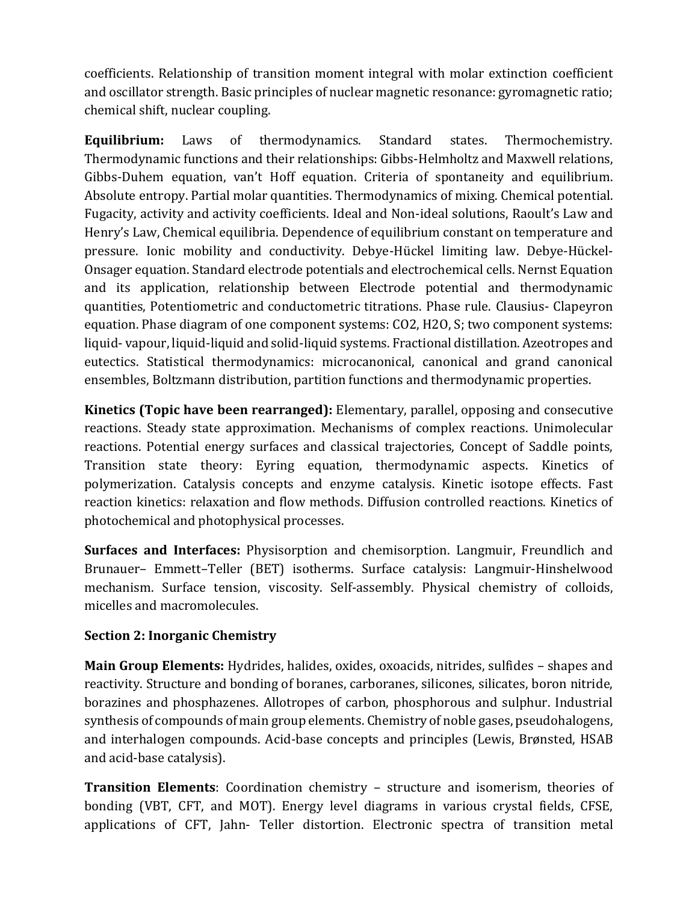coefficients. Relationship of transition moment integral with molar extinction coefficient and oscillator strength. Basic principles of nuclear magnetic resonance: gyromagnetic ratio; chemical shift, nuclear coupling.

**Equilibrium:** Laws of thermodynamics. Standard states. Thermochemistry. Thermodynamic functions and their relationships: Gibbs-Helmholtz and Maxwell relations, Gibbs-Duhem equation, van't Hoff equation. Criteria of spontaneity and equilibrium. Absolute entropy. Partial molar quantities. Thermodynamics of mixing. Chemical potential. Fugacity, activity and activity coefficients. Ideal and Non-ideal solutions, Raoult's Law and Henry's Law, Chemical equilibria. Dependence of equilibrium constant on temperature and pressure. Ionic mobility and conductivity. Debye-Hückel limiting law. Debye-Hückel-Onsager equation. Standard electrode potentials and electrochemical cells. Nernst Equation and its application, relationship between Electrode potential and thermodynamic quantities, Potentiometric and conductometric titrations. Phase rule. Clausius- Clapeyron equation. Phase diagram of one component systems: $CO_2$, $H_2O$, S; two component systems: liquid- vapour, liquid-liquid and solid-liquid systems. Fractional distillation. Azeotropes and eutectics. Statistical thermodynamics: microcanonical, canonical and grand canonical ensembles, Boltzmann distribution, partition functions and thermodynamic properties.

**Kinetics (Topic have been rearranged):** Elementary, parallel, opposing and consecutive reactions. Steady state approximation. Mechanisms of complex reactions. Unimolecular reactions. Potential energy surfaces and classical trajectories, Concept of Saddle points, Transition state theory: Eyring equation, thermodynamic aspects. Kinetics of polymerization. Catalysis concepts and enzyme catalysis. Kinetic isotope effects. Fast reaction kinetics: relaxation and flow methods. Diffusion controlled reactions. Kinetics of photochemical and photophysical processes.

**Surfaces and Interfaces:** Physisorption and chemisorption. Langmuir, Freundlich and Brunauer– Emmett–Teller (BET) isotherms. Surface catalysis: Langmuir-Hinshelwood mechanism. Surface tension, viscosity. Self-assembly. Physical chemistry of colloids, micelles and macromolecules.

**Section 2: Inorganic Chemistry**

**Main Group Elements:** Hydrides, halides, oxides, oxoacids, nitrides, sulfides – shapes and reactivity. Structure and bonding of boranes, carboranes, silicones, silicates, boron nitride, borazines and phosphazenes. Allotropes of carbon, phosphorous and sulphur. Industrial synthesis of compounds of main group elements. Chemistry of noble gases, pseudohalogens, and interhalogen compounds. Acid-base concepts and principles (Lewis, Brønsted, HSAB and acid-base catalysis).

**Transition Elements**: Coordination chemistry – structure and isomerism, theories of bonding (VBT, CFT, and MOT). Energy level diagrams in various crystal fields, CFSE, applications of CFT, Jahn- Teller distortion. Electronic spectra of transition metal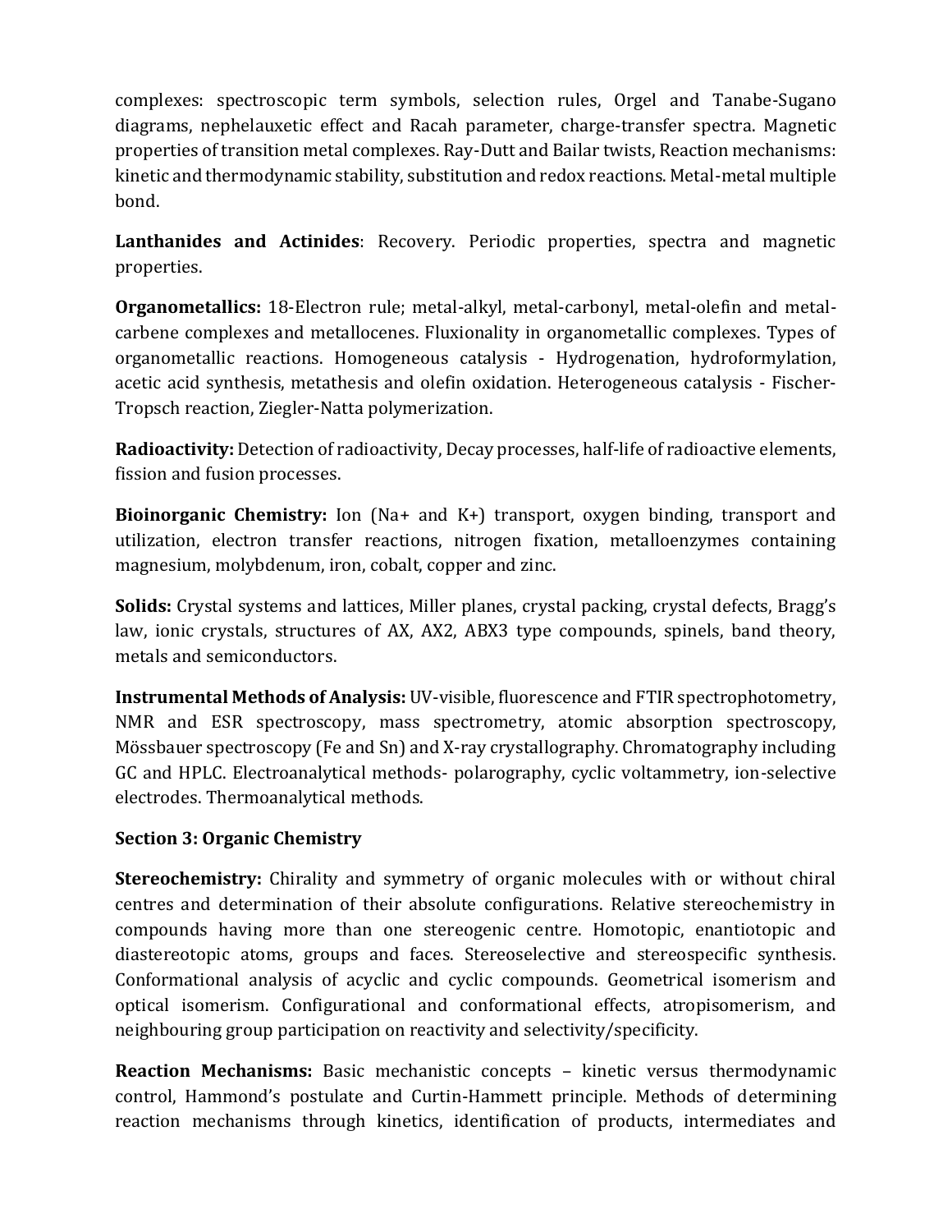complexes: spectroscopic term symbols, selection rules, Orgel and Tanabe-Sugano diagrams, nephelauxetic effect and Racah parameter, charge-transfer spectra. Magnetic properties of transition metal complexes. Ray-Dutt and Bailar twists, Reaction mechanisms: kinetic and thermodynamic stability, substitution and redox reactions. Metal-metal multiple bond.

**Lanthanides and Actinides**: Recovery. Periodic properties, spectra and magnetic properties.

**Organometallics:** 18-Electron rule; metal-alkyl, metal-carbonyl, metal-olefin and metal-carbene complexes and metallocenes. Fluxionality in organometallic complexes. Types of organometallic reactions. Homogeneous catalysis - Hydrogenation, hydroformylation, acetic acid synthesis, metathesis and olefin oxidation. Heterogeneous catalysis - Fischer-Tropsch reaction, Ziegler-Natta polymerization.

**Radioactivity:** Detection of radioactivity, Decay processes, half-life of radioactive elements, fission and fusion processes.

**Bioinorganic Chemistry:** Ion ($Na^+$ and $K^+$) transport, oxygen binding, transport and utilization, electron transfer reactions, nitrogen fixation, metalloenzymes containing magnesium, molybdenum, iron, cobalt, copper and zinc.

**Solids:** Crystal systems and lattices, Miller planes, crystal packing, crystal defects, Bragg's law, ionic crystals, structures of AX, $AX_2$, $ABX_3$ type compounds, spinels, band theory, metals and semiconductors.

**Instrumental Methods of Analysis:** UV-visible, fluorescence and FTIR spectrophotometry, NMR and ESR spectroscopy, mass spectrometry, atomic absorption spectroscopy, Mössbauer spectroscopy (Fe and Sn) and X-ray crystallography. Chromatography including GC and HPLC. Electroanalytical methods- polarography, cyclic voltammetry, ion-selective electrodes. Thermoanalytical methods.

### Section 3: Organic Chemistry

**Stereochemistry:** Chirality and symmetry of organic molecules with or without chiral centres and determination of their absolute configurations. Relative stereochemistry in compounds having more than one stereogenic centre. Homotopic, enantiotopic and diastereotopic atoms, groups and faces. Stereoselective and stereospecific synthesis. Conformational analysis of acyclic and cyclic compounds. Geometrical isomerism and optical isomerism. Configurational and conformational effects, atropisomerism, and neighbouring group participation on reactivity and selectivity/specificity.

**Reaction Mechanisms:** Basic mechanistic concepts – kinetic versus thermodynamic control, Hammond's postulate and Curtin-Hammett principle. Methods of determining reaction mechanisms through kinetics, identification of products, intermediates and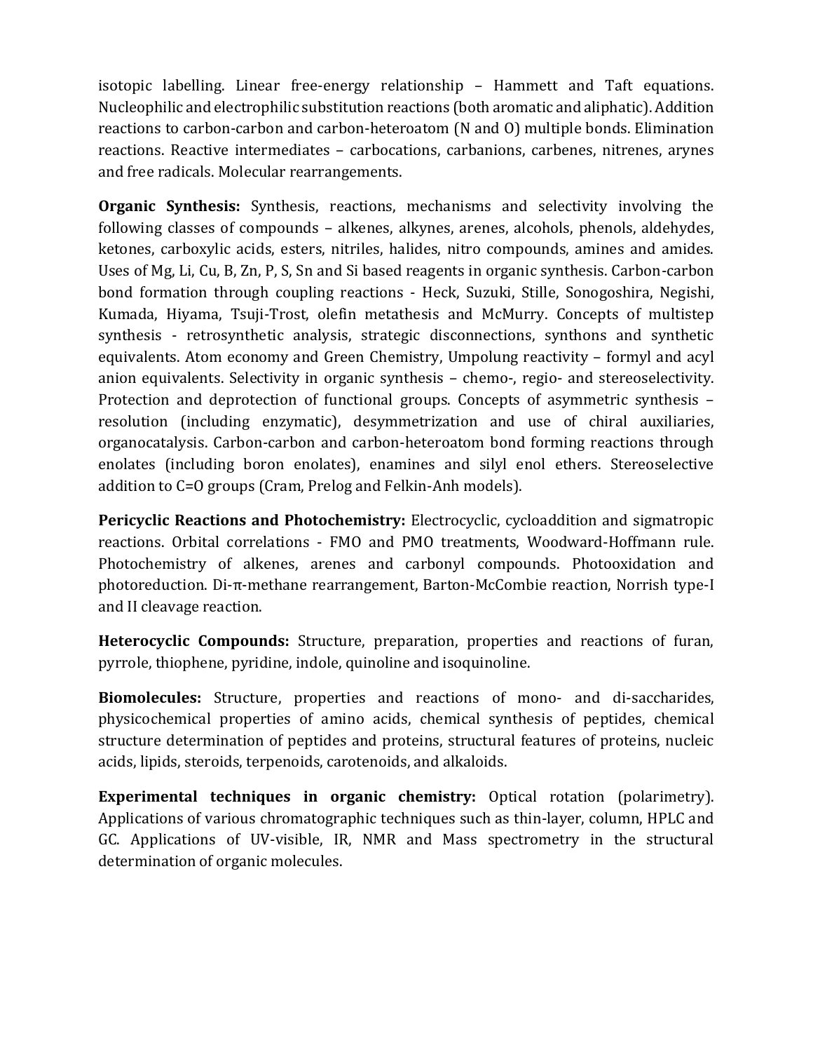isotopic labelling. Linear free-energy relationship – Hammett and Taft equations. Nucleophilic and electrophilic substitution reactions (both aromatic and aliphatic). Addition reactions to carbon-carbon and carbon-heteroatom (N and O) multiple bonds. Elimination reactions. Reactive intermediates – carbocations, carbanions, carbenes, nitrenes, arynes and free radicals. Molecular rearrangements.

**Organic Synthesis:** Synthesis, reactions, mechanisms and selectivity involving the following classes of compounds – alkenes, alkynes, arenes, alcohols, phenols, aldehydes, ketones, carboxylic acids, esters, nitriles, halides, nitro compounds, amines and amides. Uses of Mg, Li, Cu, B, Zn, P, S, Sn and Si based reagents in organic synthesis. Carbon-carbon bond formation through coupling reactions - Heck, Suzuki, Stille, Sonogoshira, Negishi, Kumada, Hiyama, Tsuji-Trost, olefin metathesis and McMurry. Concepts of multistep synthesis - retrosynthetic analysis, strategic disconnections, synthons and synthetic equivalents. Atom economy and Green Chemistry, Umpolung reactivity – formyl and acyl anion equivalents. Selectivity in organic synthesis – chemo-, regio- and stereoselectivity. Protection and deprotection of functional groups. Concepts of asymmetric synthesis – resolution (including enzymatic), desymmetrization and use of chiral auxiliaries, organocatalysis. Carbon-carbon and carbon-heteroatom bond forming reactions through enolates (including boron enolates), enamines and silyl enol ethers. Stereoselective addition to C=O groups (Cram, Prelog and Felkin-Anh models).

**Pericyclic Reactions and Photochemistry:** Electrocyclic, cycloaddition and sigmatropic reactions. Orbital correlations - FMO and PMO treatments, Woodward-Hoffmann rule. Photochemistry of alkenes, arenes and carbonyl compounds. Photooxidation and photoreduction. Di-π-methane rearrangement, Barton-McCombie reaction, Norrish type-I and II cleavage reaction.

**Heterocyclic Compounds:** Structure, preparation, properties and reactions of furan, pyrrole, thiophene, pyridine, indole, quinoline and isoquinoline.

**Biomolecules:** Structure, properties and reactions of mono- and di-saccharides, physicochemical properties of amino acids, chemical synthesis of peptides, chemical structure determination of peptides and proteins, structural features of proteins, nucleic acids, lipids, steroids, terpenoids, carotenoids, and alkaloids.

**Experimental techniques in organic chemistry:** Optical rotation (polarimetry). Applications of various chromatographic techniques such as thin-layer, column, HPLC and GC. Applications of UV-visible, IR, NMR and Mass spectrometry in the structural determination of organic molecules.